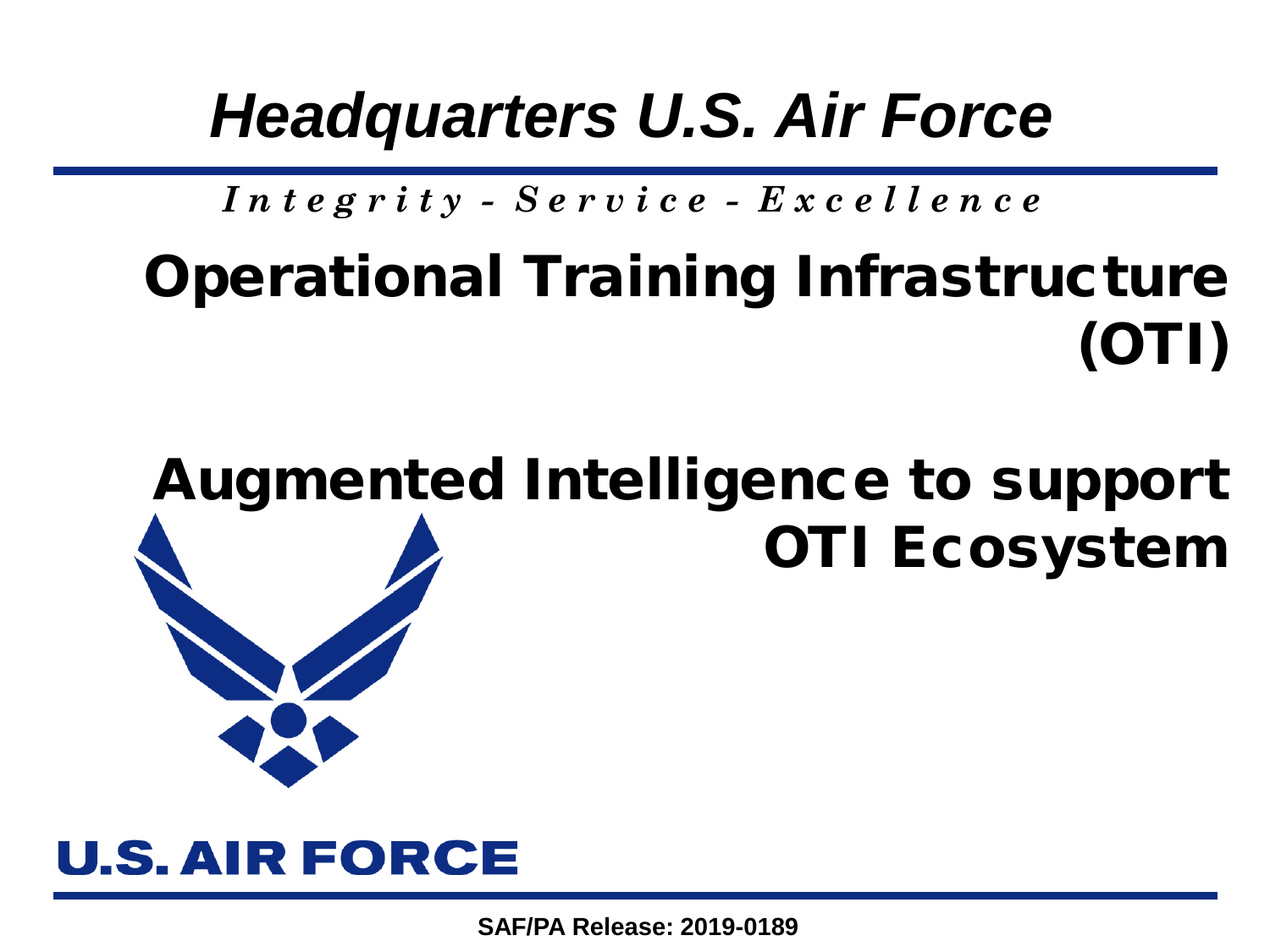# *Headquarters U.S. Air Force*

***Integrity - Service - Excellence***

# Operational Training Infrastructure (OTI)

## Augmented Intelligence to support OTI Ecosystem

U.S. AIR FORCE

**SAF/PA Release: 2019-0189**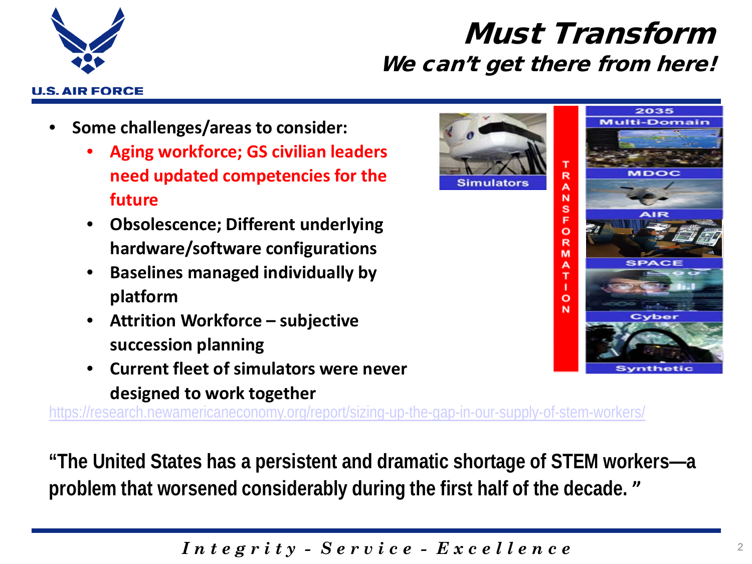# Must Transform

## *We can't get there from here!*

- **Some challenges/areas to consider:**
  - **Aging workforce; GS civilian leaders need updated competencies for the future**
  - **Obsolescence; Different underlying hardware/software configurations**
  - **Baselines managed individually by platform**
  - **Attrition Workforce – subjective succession planning**
  - **Current fleet of simulators were never designed to work together**

https://research.newamericaneconomy.org/report/sizing-up-the-gap-in-our-supply-of-stem-workers/

**"The United States has a persistent and dramatic shortage of STEM workers—a problem that worsened considerably during the first half of the decade. "**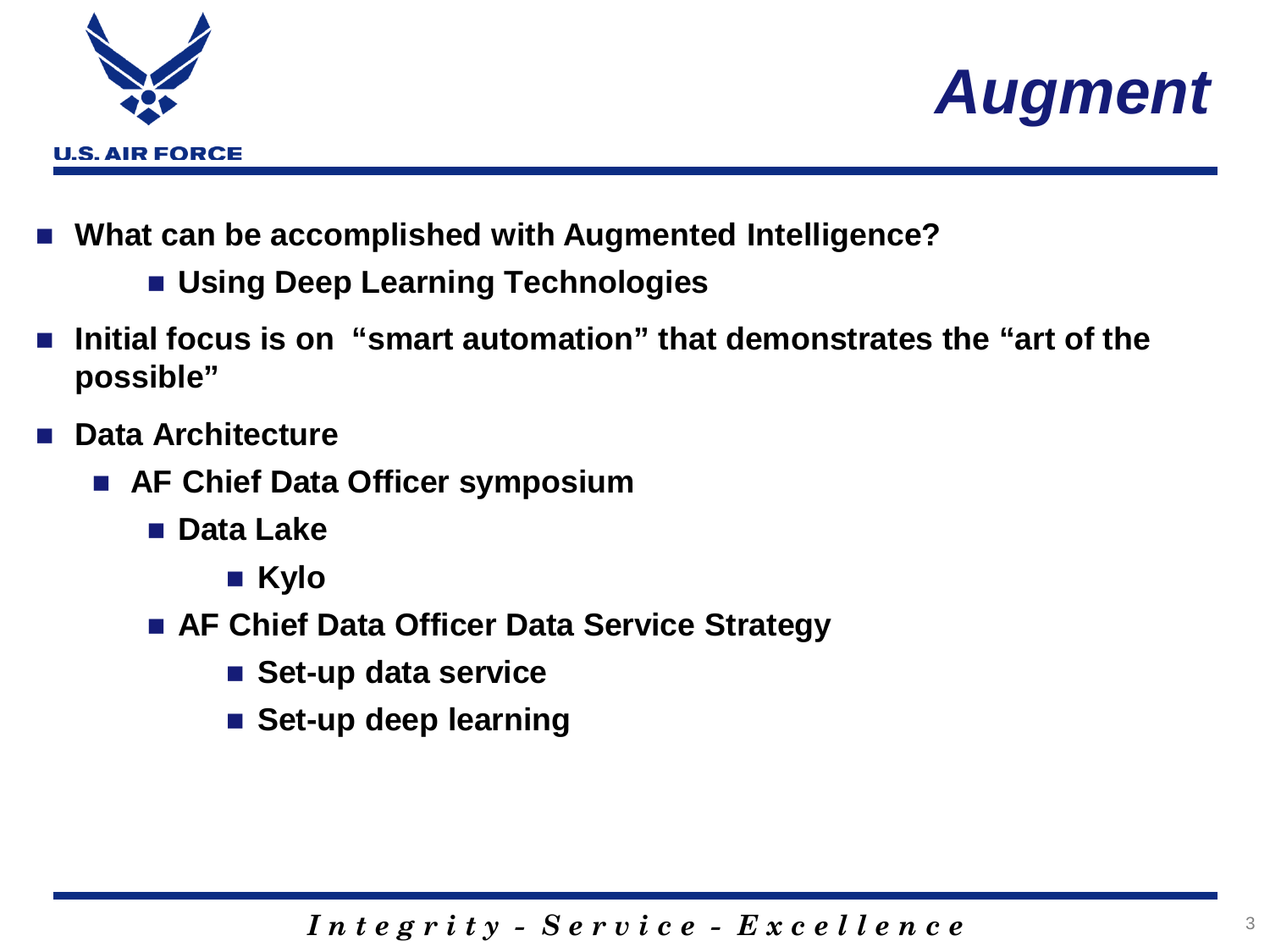# Augment

- What can be accomplished with Augmented Intelligence?
    - Using Deep Learning Technologies
- Initial focus is on "smart automation" that demonstrates the "art of the possible"
- Data Architecture
    - AF Chief Data Officer symposium
        - Data Lake
            - Kylo
        - AF Chief Data Officer Data Service Strategy
            - Set-up data service
            - Set-up deep learning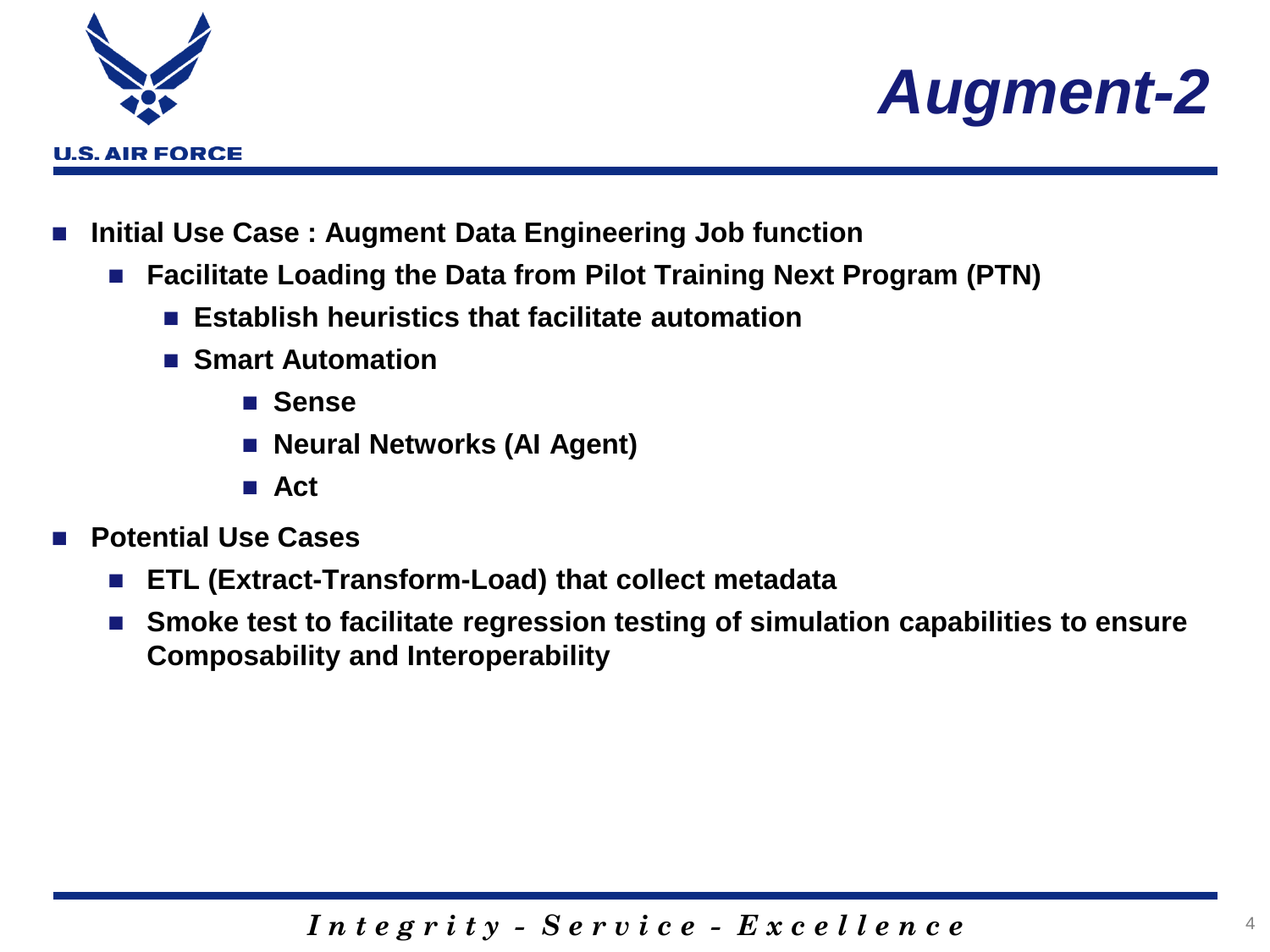# Augment-2

- **Initial Use Case : Augment Data Engineering Job function**
  - **Facilitate Loading the Data from Pilot Training Next Program (PTN)**
    - **Establish heuristics that facilitate automation**
    - **Smart Automation**
      - **Sense**
      - **Neural Networks (AI Agent)**
      - **Act**
- **Potential Use Cases**
  - **ETL (Extract-Transform-Load) that collect metadata**
  - **Smoke test to facilitate regression testing of simulation capabilities to ensure Composability and Interoperability**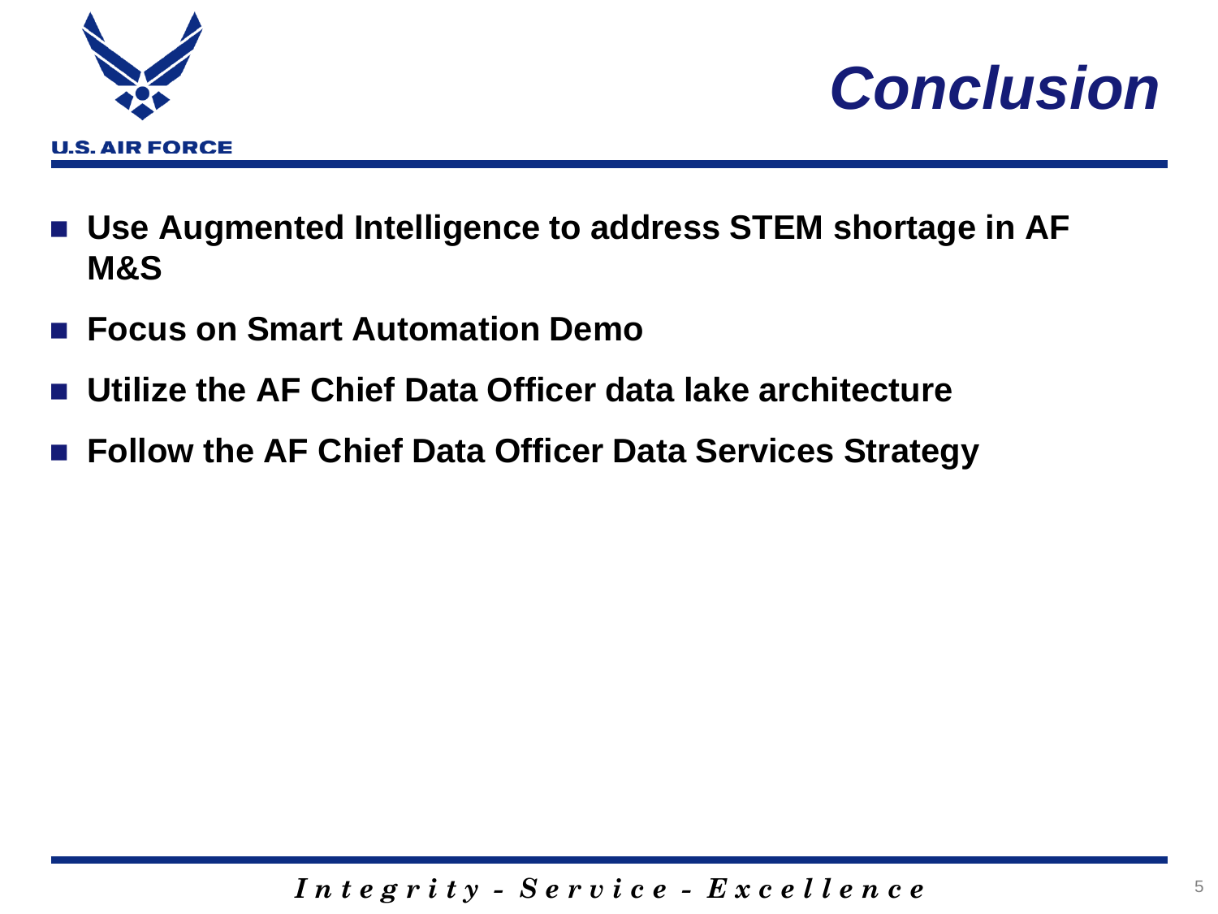# Conclusion

- **Use Augmented Intelligence to address STEM shortage in AF M&S**
- **Focus on Smart Automation Demo**
- **Utilize the AF Chief Data Officer data lake architecture**
- **Follow the AF Chief Data Officer Data Services Strategy**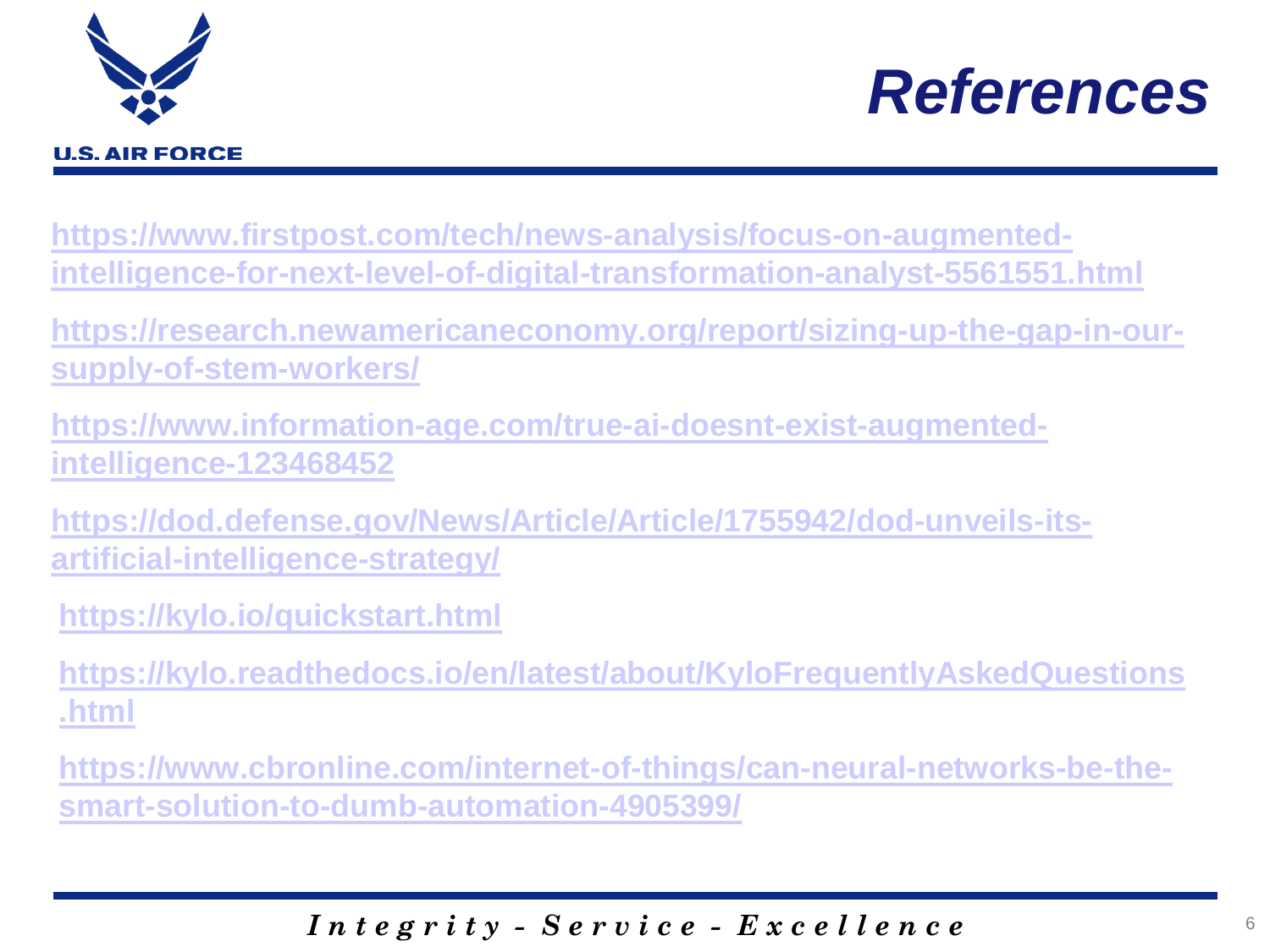# References

https://www.firstpost.com/tech/news-analysis/focus-on-augmented-intelligence-for-next-level-of-digital-transformation-analyst-5561551.html

https://research.newamericaneconomy.org/report/sizing-up-the-gap-in-our-supply-of-stem-workers/

https://www.information-age.com/true-ai-doesnt-exist-augmented-intelligence-123468452

https://dod.defense.gov/News/Article/Article/1755942/dod-unveils-its-artificial-intelligence-strategy/

https://kylo.io/quickstart.html

https://kylo.readthedocs.io/en/latest/about/KyloFrequentlyAskedQuestions.html

https://www.cbronline.com/internet-of-things/can-neural-networks-be-the-smart-solution-to-dumb-automation-4905399/

*Integrity - Service - Excellence*